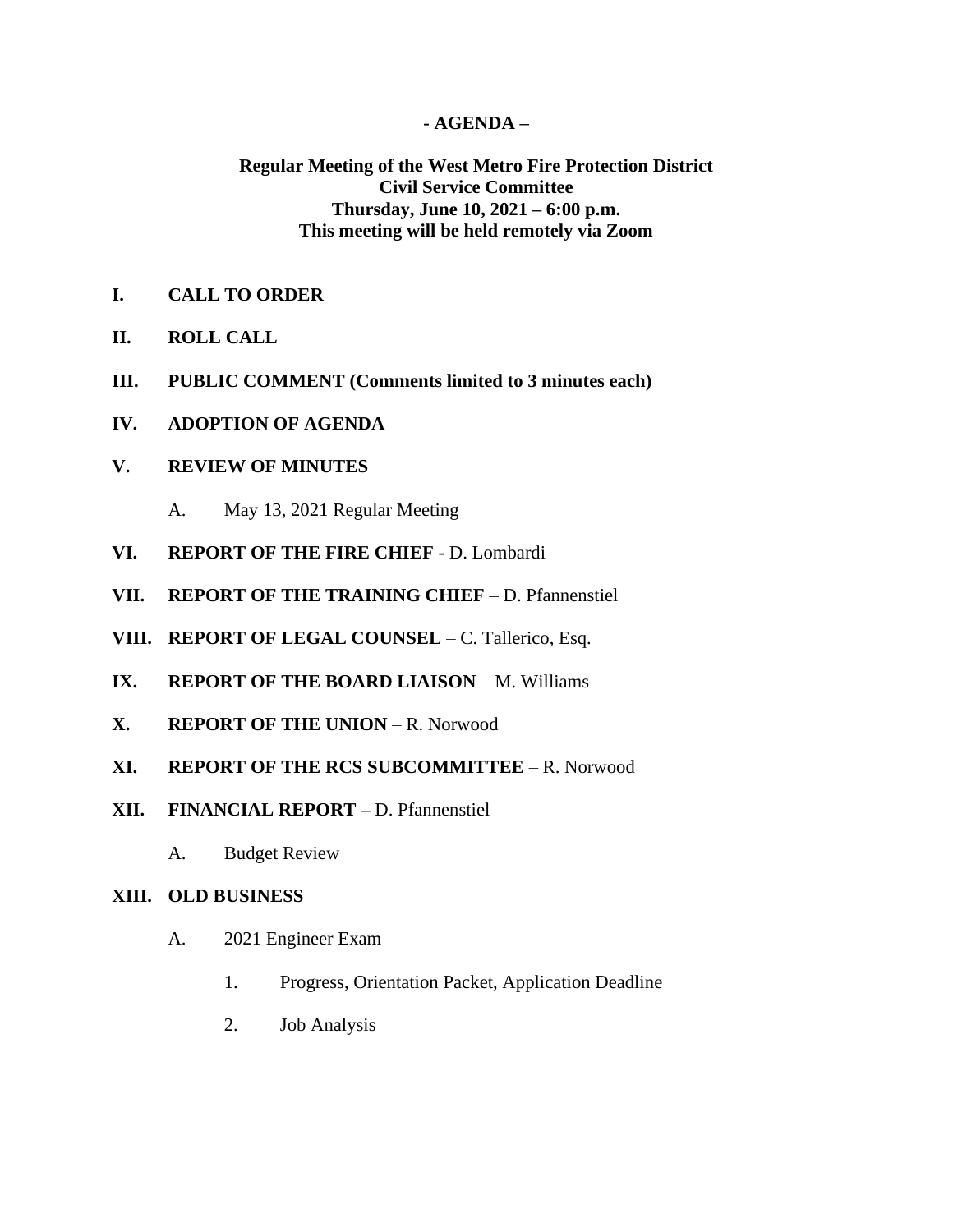**- AGENDA –**

**Regular Meeting of the West Metro Fire Protection District**
**Civil Service Committee**
**Thursday, June 10, 2021 – 6:00 p.m.**
**This meeting will be held remotely via Zoom**

**I. CALL TO ORDER**

**II. ROLL CALL**

**III. PUBLIC COMMENT (Comments limited to 3 minutes each)**

**IV. ADOPTION OF AGENDA**

**V. REVIEW OF MINUTES**

A. May 13, 2021 Regular Meeting

**VI. REPORT OF THE FIRE CHIEF** - D. Lombardi

**VII. REPORT OF THE TRAINING CHIEF** – D. Pfannenstiel

**VIII. REPORT OF LEGAL COUNSEL** – C. Tallerico, Esq.

**IX. REPORT OF THE BOARD LIAISON** – M. Williams

**X. REPORT OF THE UNION** – R. Norwood

**XI. REPORT OF THE RCS SUBCOMMITTEE** – R. Norwood

**XII. FINANCIAL REPORT –** D. Pfannenstiel

A. Budget Review

**XIII. OLD BUSINESS**

A. 2021 Engineer Exam

1. Progress, Orientation Packet, Application Deadline

2. Job Analysis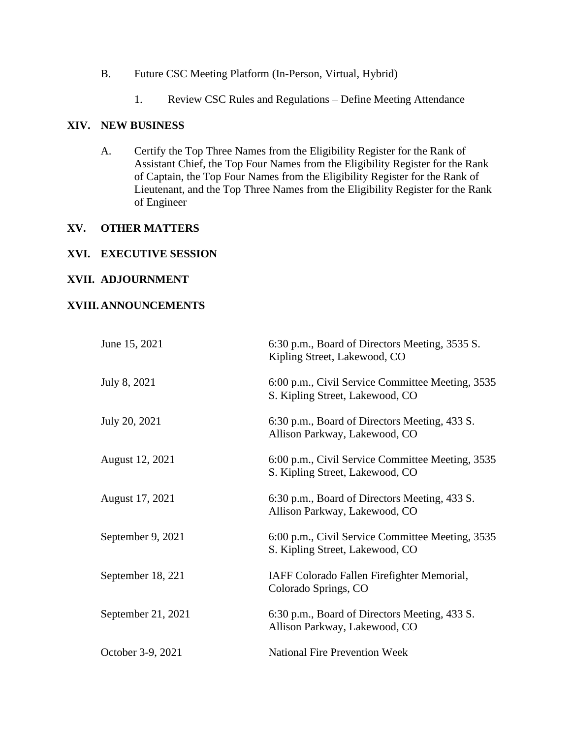B. Future CSC Meeting Platform (In-Person, Virtual, Hybrid)

1. Review CSC Rules and Regulations – Define Meeting Attendance

## XIV. NEW BUSINESS

A. Certify the Top Three Names from the Eligibility Register for the Rank of Assistant Chief, the Top Four Names from the Eligibility Register for the Rank of Captain, the Top Four Names from the Eligibility Register for the Rank of Lieutenant, and the Top Three Names from the Eligibility Register for the Rank of Engineer

## XV. OTHER MATTERS

## XVI. EXECUTIVE SESSION

## XVII. ADJOURNMENT

## XVIII. ANNOUNCEMENTS

| | |
|---|---|
| June 15, 2021 | 6:30 p.m., Board of Directors Meeting, 3535 S. Kipling Street, Lakewood, CO |
| July 8, 2021 | 6:00 p.m., Civil Service Committee Meeting, 3535 S. Kipling Street, Lakewood, CO |
| July 20, 2021 | 6:30 p.m., Board of Directors Meeting, 433 S. Allison Parkway, Lakewood, CO |
| August 12, 2021 | 6:00 p.m., Civil Service Committee Meeting, 3535 S. Kipling Street, Lakewood, CO |
| August 17, 2021 | 6:30 p.m., Board of Directors Meeting, 433 S. Allison Parkway, Lakewood, CO |
| September 9, 2021 | 6:00 p.m., Civil Service Committee Meeting, 3535 S. Kipling Street, Lakewood, CO |
| September 18, 221 | IAFF Colorado Fallen Firefighter Memorial, Colorado Springs, CO |
| September 21, 2021 | 6:30 p.m., Board of Directors Meeting, 433 S. Allison Parkway, Lakewood, CO |
| October 3-9, 2021 | National Fire Prevention Week |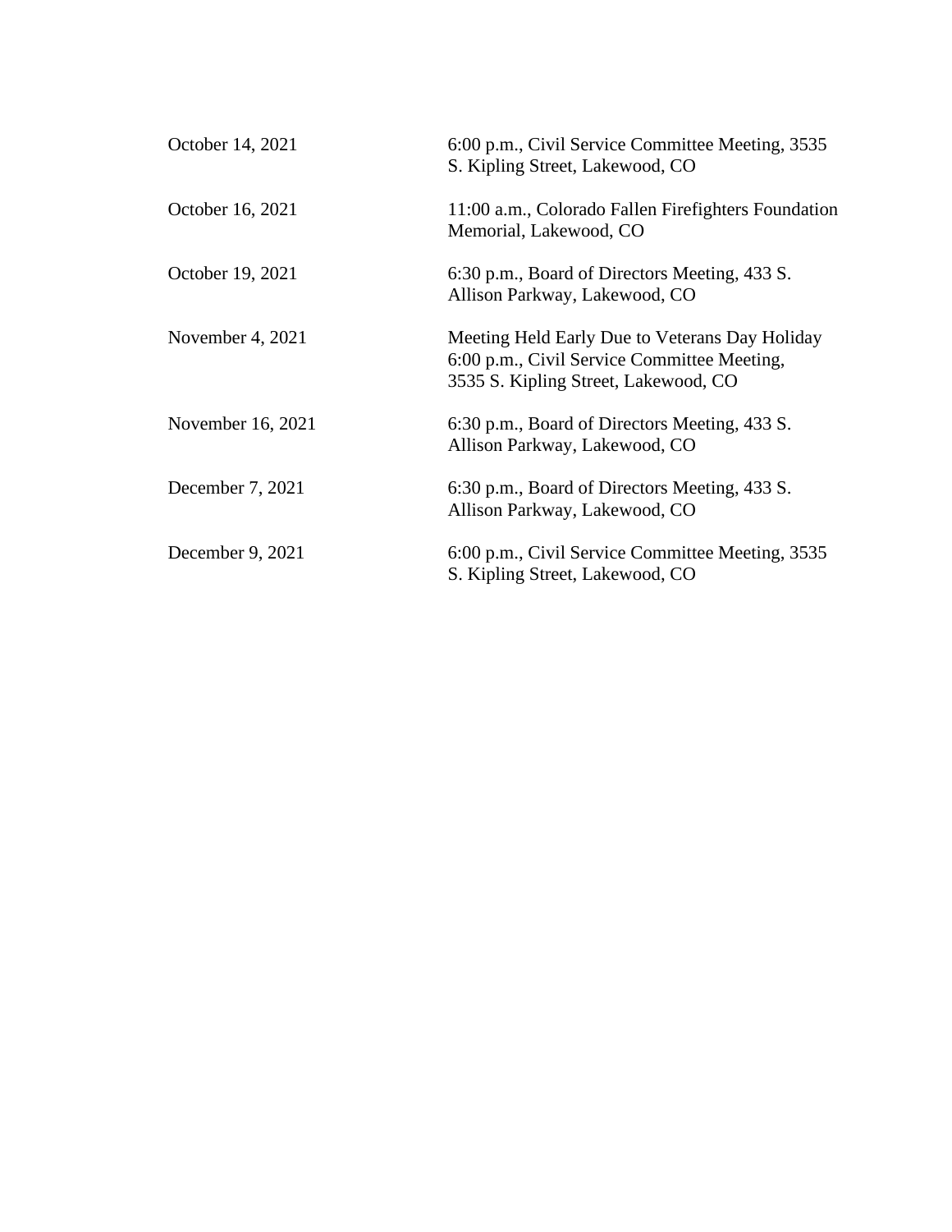| | |
|---|---|
| October 14, 2021 | 6:00 p.m., Civil Service Committee Meeting, 3535 S. Kipling Street, Lakewood, CO |
| October 16, 2021 | 11:00 a.m., Colorado Fallen Firefighters Foundation Memorial, Lakewood, CO |
| October 19, 2021 | 6:30 p.m., Board of Directors Meeting, 433 S. Allison Parkway, Lakewood, CO |
| November 4, 2021 | Meeting Held Early Due to Veterans Day Holiday 6:00 p.m., Civil Service Committee Meeting, 3535 S. Kipling Street, Lakewood, CO |
| November 16, 2021 | 6:30 p.m., Board of Directors Meeting, 433 S. Allison Parkway, Lakewood, CO |
| December 7, 2021 | 6:30 p.m., Board of Directors Meeting, 433 S. Allison Parkway, Lakewood, CO |
| December 9, 2021 | 6:00 p.m., Civil Service Committee Meeting, 3535 S. Kipling Street, Lakewood, CO |